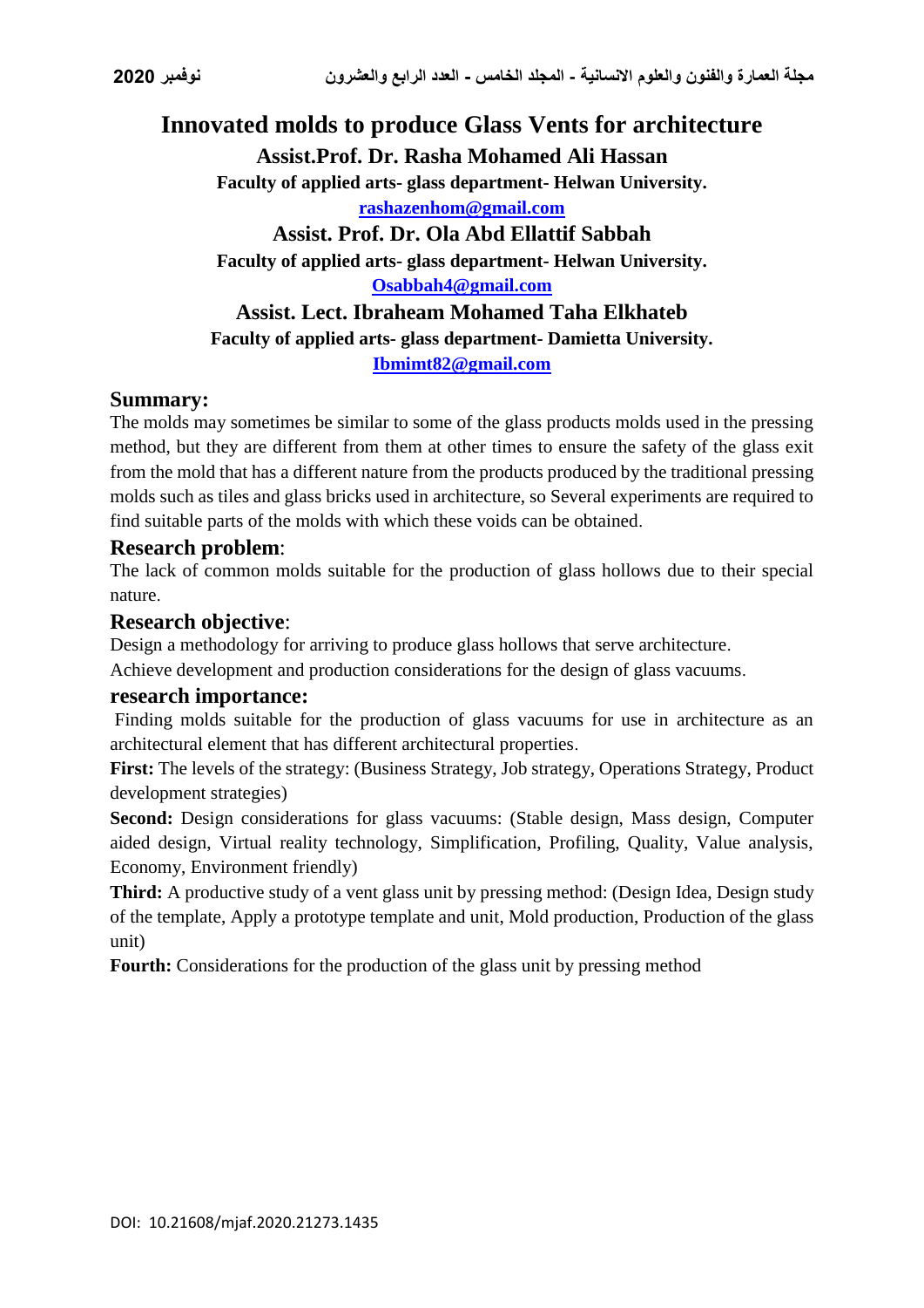# Innovated molds to produce Glass Vents for architecture

**Assist.Prof. Dr. Rasha Mohamed Ali Hassan**

**Faculty of applied arts- glass department- Helwan University.**

**rashazenhom@gmail.com**

**Assist. Prof. Dr. Ola Abd Ellattif Sabbah**

**Faculty of applied arts- glass department- Helwan University.**

**Osabbah4@gmail.com**

**Assist. Lect. Ibraheam Mohamed Taha Elkhateb**

**Faculty of applied arts- glass department- Damietta University.**

**Ibmimt82@gmail.com**

## Summary:

The molds may sometimes be similar to some of the glass products molds used in the pressing method, but they are different from them at other times to ensure the safety of the glass exit from the mold that has a different nature from the products produced by the traditional pressing molds such as tiles and glass bricks used in architecture, so Several experiments are required to find suitable parts of the molds with which these voids can be obtained.

## Research problem:

The lack of common molds suitable for the production of glass hollows due to their special nature.

## Research objective:

Design a methodology for arriving to produce glass hollows that serve architecture.

Achieve development and production considerations for the design of glass vacuums.

## research importance:

Finding molds suitable for the production of glass vacuums for use in architecture as an architectural element that has different architectural properties.

**First:** The levels of the strategy: (Business Strategy, Job strategy, Operations Strategy, Product development strategies)

**Second:** Design considerations for glass vacuums: (Stable design, Mass design, Computer aided design, Virtual reality technology, Simplification, Profiling, Quality, Value analysis, Economy, Environment friendly)

**Third:** A productive study of a vent glass unit by pressing method: (Design Idea, Design study of the template, Apply a prototype template and unit, Mold production, Production of the glass unit)

**Fourth:** Considerations for the production of the glass unit by pressing method

DOI: 10.21608/mjaf.2020.21273.1435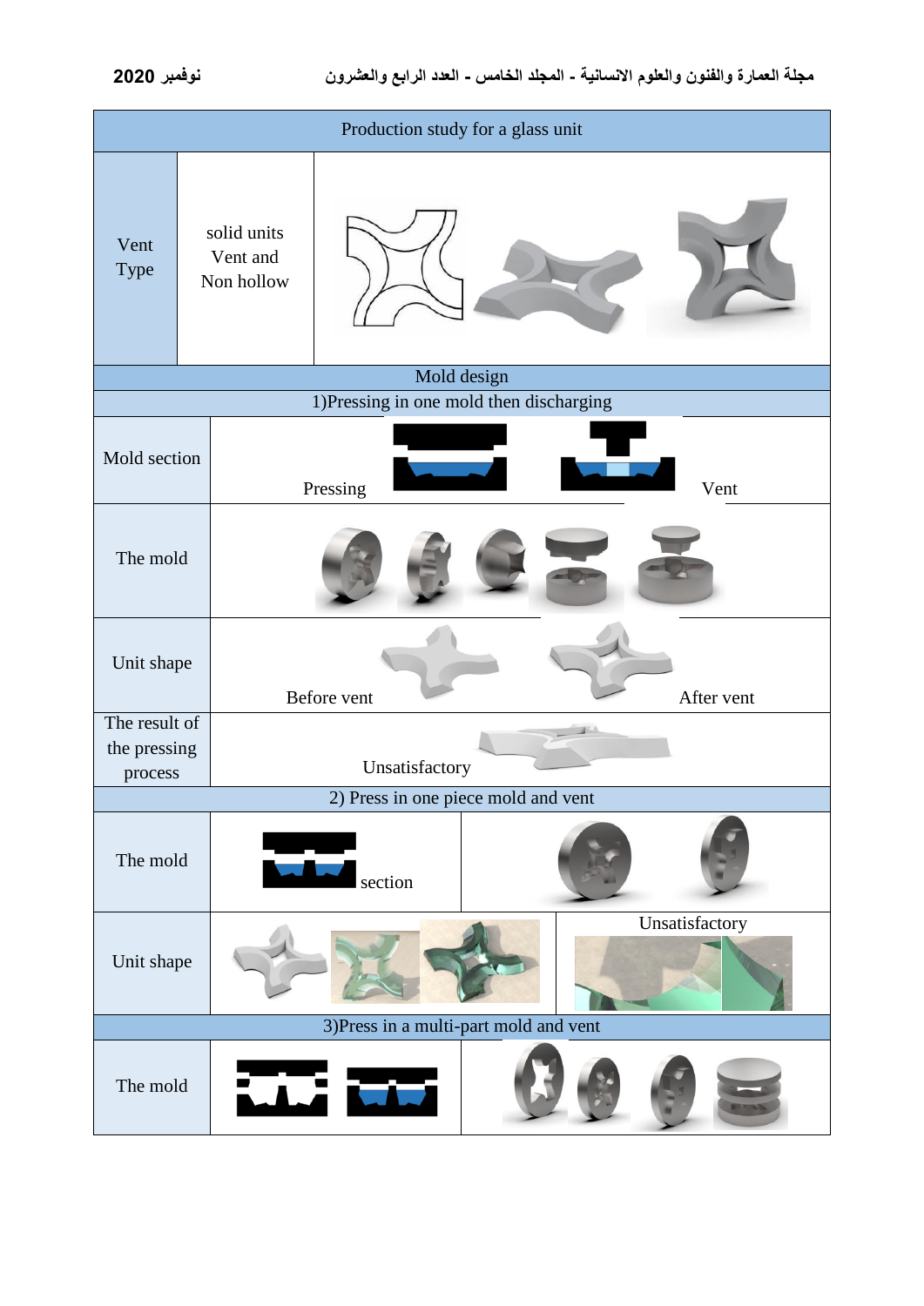| Production study for a glass unit | | |
|---|---|---|
| Vent Type | solid units Vent and Non hollow | |
| Mold design | | |
| 1)Pressing in one mold then discharging | | |
| Mold section | Pressing | Vent |
| The mold | | |
| Unit shape | Before vent | After vent |
| The result of the pressing process | Unsatisfactory | |
| 2) Press in one piece mold and vent | | |
| The mold | section | |
| Unit shape | | Unsatisfactory |
| 3)Press in a multi-part mold and vent | | |
| The mold | | |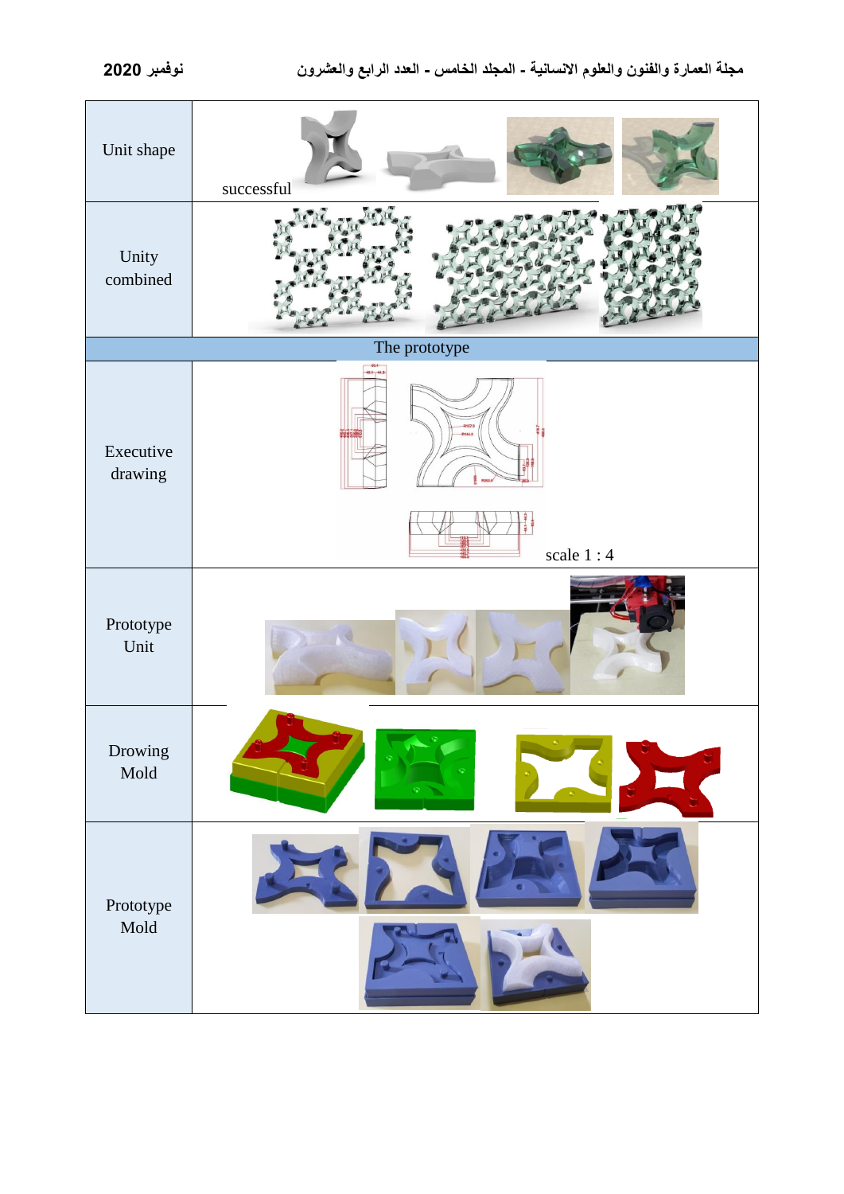| Unit shape | successful |
| --- | --- |
| Unity combined | |
| The prototype | |
| Executive drawing | scale 1 : 4 |
| Prototype Unit | |
| Drowing Mold | |
| Prototype Mold | |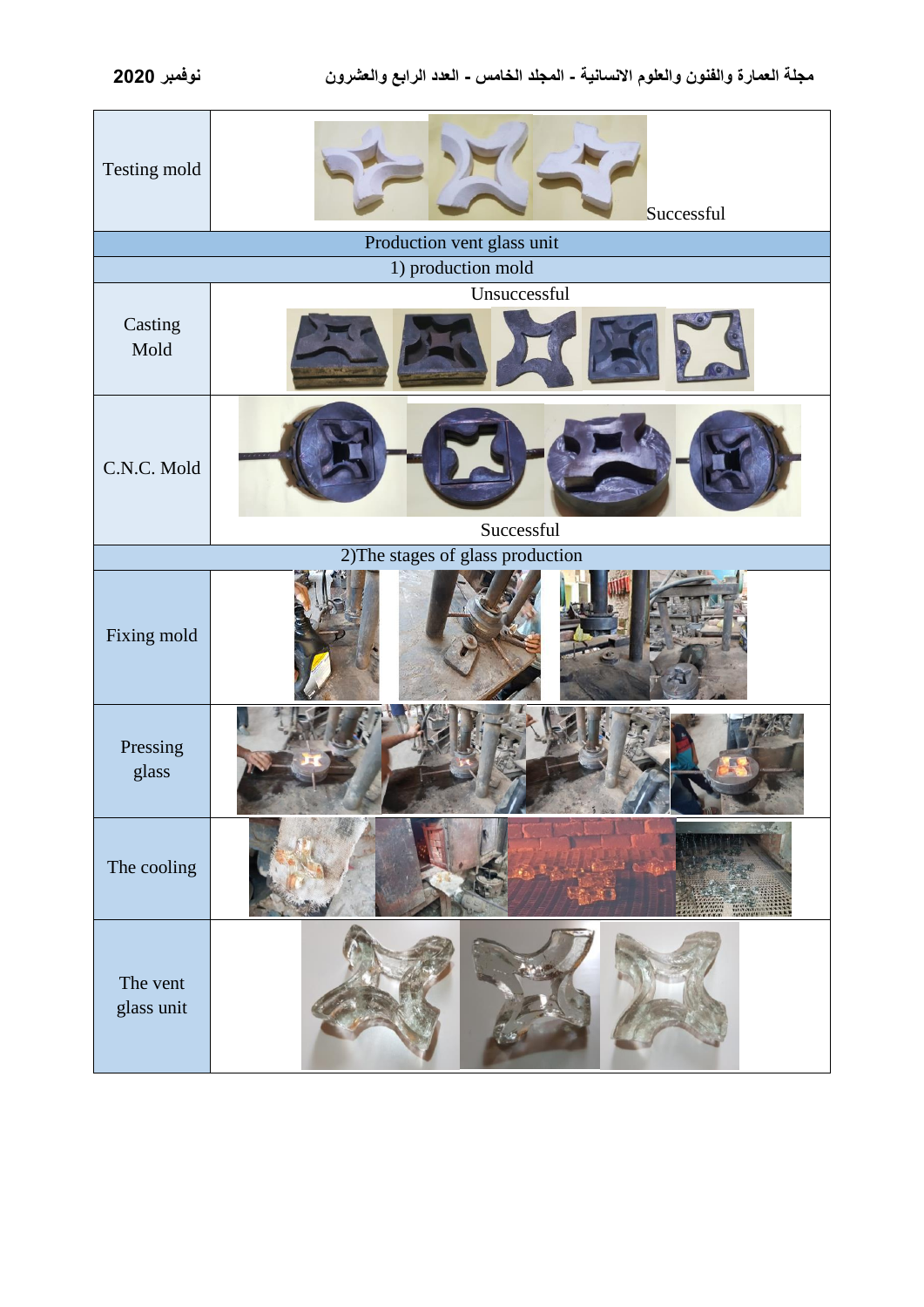| Testing mold | Successful |
| --- | --- |
| Production vent glass unit | |
| 1) production mold | |
| Casting Mold | Unsuccessful |
| C.N.C. Mold | Successful |
| 2)The stages of glass production | |
| Fixing mold | |
| Pressing glass | |
| The cooling | |
| The vent glass unit | |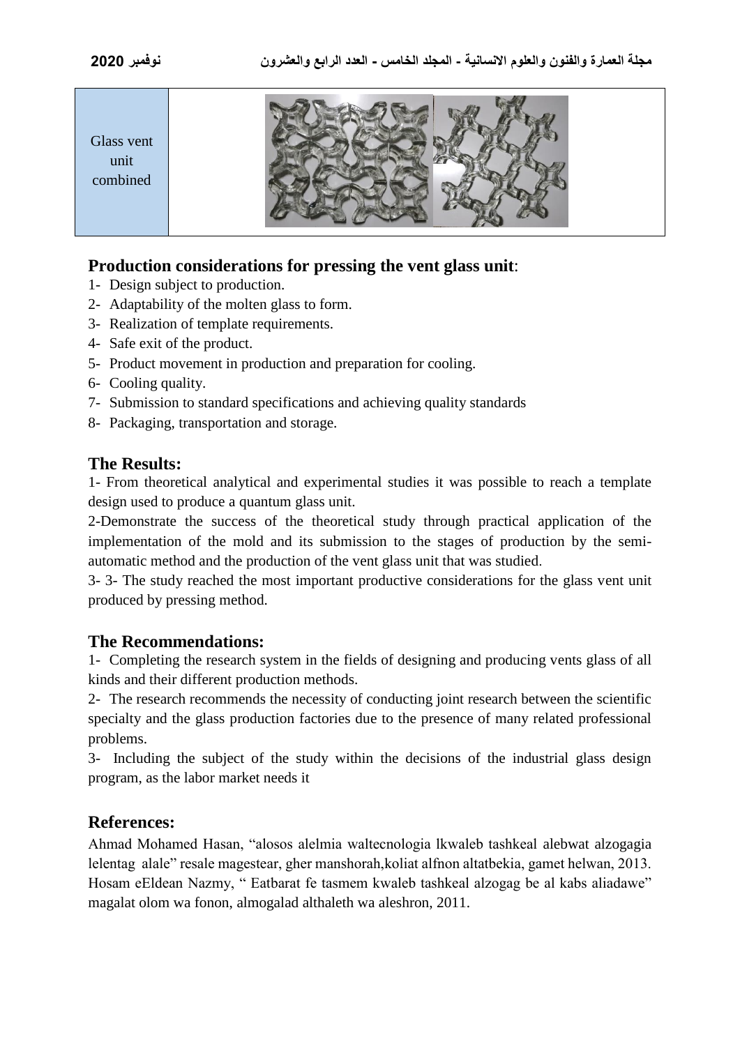| Glass vent unit combined | |
|---|---|

## Production considerations for pressing the vent glass unit:

1- Design subject to production.
2- Adaptability of the molten glass to form.
3- Realization of template requirements.
4- Safe exit of the product.
5- Product movement in production and preparation for cooling.
6- Cooling quality.
7- Submission to standard specifications and achieving quality standards
8- Packaging, transportation and storage.

## The Results:

1- From theoretical analytical and experimental studies it was possible to reach a template design used to produce a quantum glass unit.

2-Demonstrate the success of the theoretical study through practical application of the implementation of the mold and its submission to the stages of production by the semi-automatic method and the production of the vent glass unit that was studied.

3- 3- The study reached the most important productive considerations for the glass vent unit produced by pressing method.

## The Recommendations:

1- Completing the research system in the fields of designing and producing vents glass of all kinds and their different production methods.

2- The research recommends the necessity of conducting joint research between the scientific specialty and the glass production factories due to the presence of many related professional problems.

3- Including the subject of the study within the decisions of the industrial glass design program, as the labor market needs it

## References:

Ahmad Mohamed Hasan, "alosos alelmia waltecnologia lkwaleb tashkeal alebwat alzogagia lelentag alale" resale magestear, gher manshorah,koliat alfnon altatbekia, gamet helwan, 2013.
Hosam eEldean Nazmy, " Eatbarat fe tasmem kwaleb tashkeal alzogag be al kabs aliadawe" magalat olom wa fonon, almogalad althaleth wa aleshron, 2011.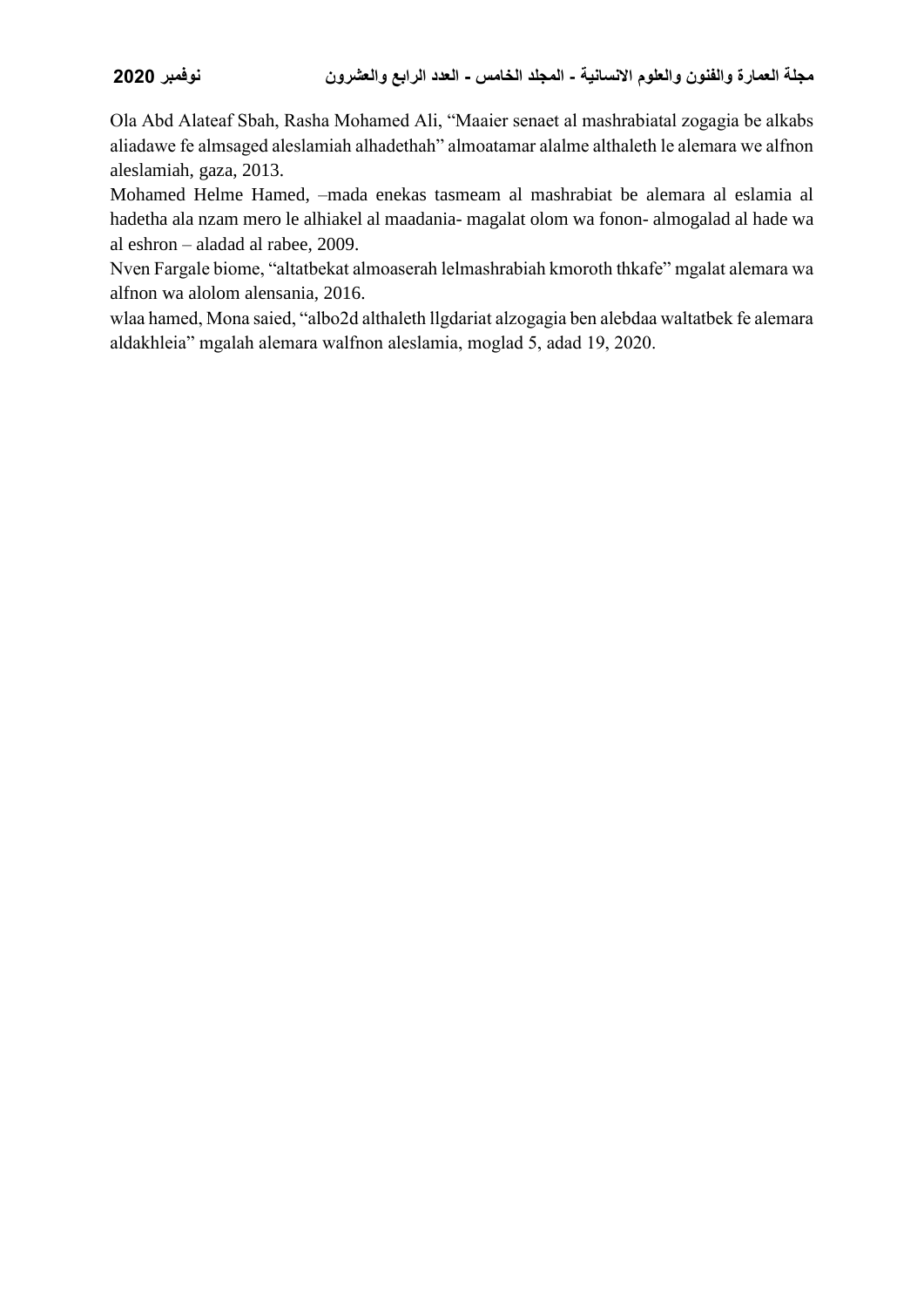Ola Abd Alateaf Sbah, Rasha Mohamed Ali, “Maaier senaet al mashrabiatal zogagia be alkabs aliadawe fe almsaged aleslamiah alhadethah” almoatamar alalme althaleth le alemara we alfnon aleslamiah, gaza, 2013.

Mohamed Helme Hamed, –mada enekas tasmeam al mashrabiat be alemara al eslamia al hadetha ala nzam mero le alhiakel al maadania- magalat olom wa fonon- almogalad al hade wa al eshron – aladad al rabee, 2009.

Nven Fargale biome, “altatbekat almoaserah lelmashrabiah kmoroth thkafe” mgalat alemara wa alfnon wa alolom alensania, 2016.

wlaa hamed, Mona saied, “albo2d althaleth llgdariat alzogagia ben alebdaa waltatbek fe alemara aldakhleia” mgalah alemara walfnon aleslamia, moglad 5, adad 19, 2020.